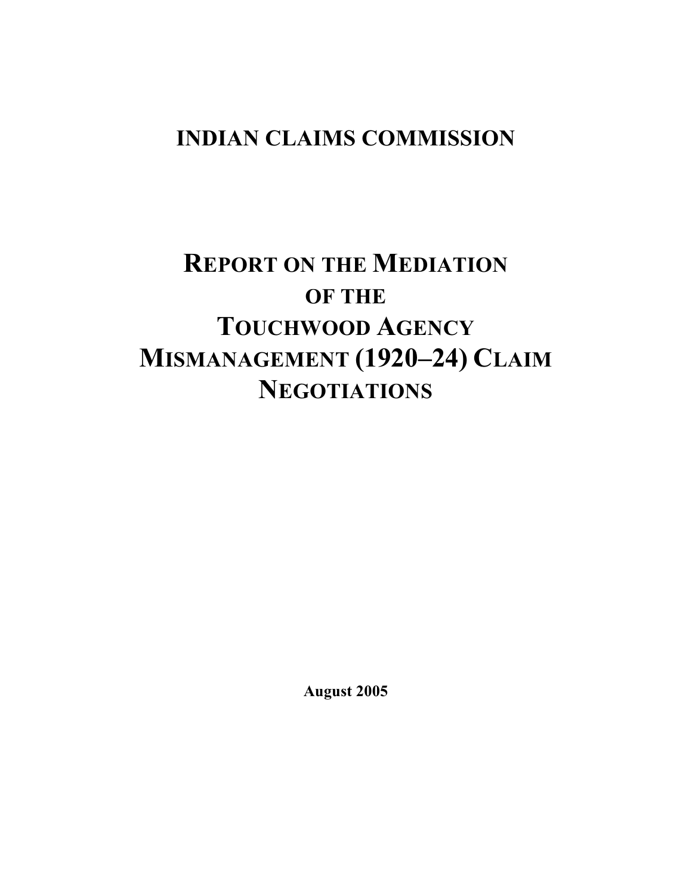# INDIAN CLAIMS COMMISSION

# REPORT ON THE MEDIATION OF THE TOUCHWOOD AGENCY MISMANAGEMENT (1920–24) CLAIM NEGOTIATIONS

**August 2005**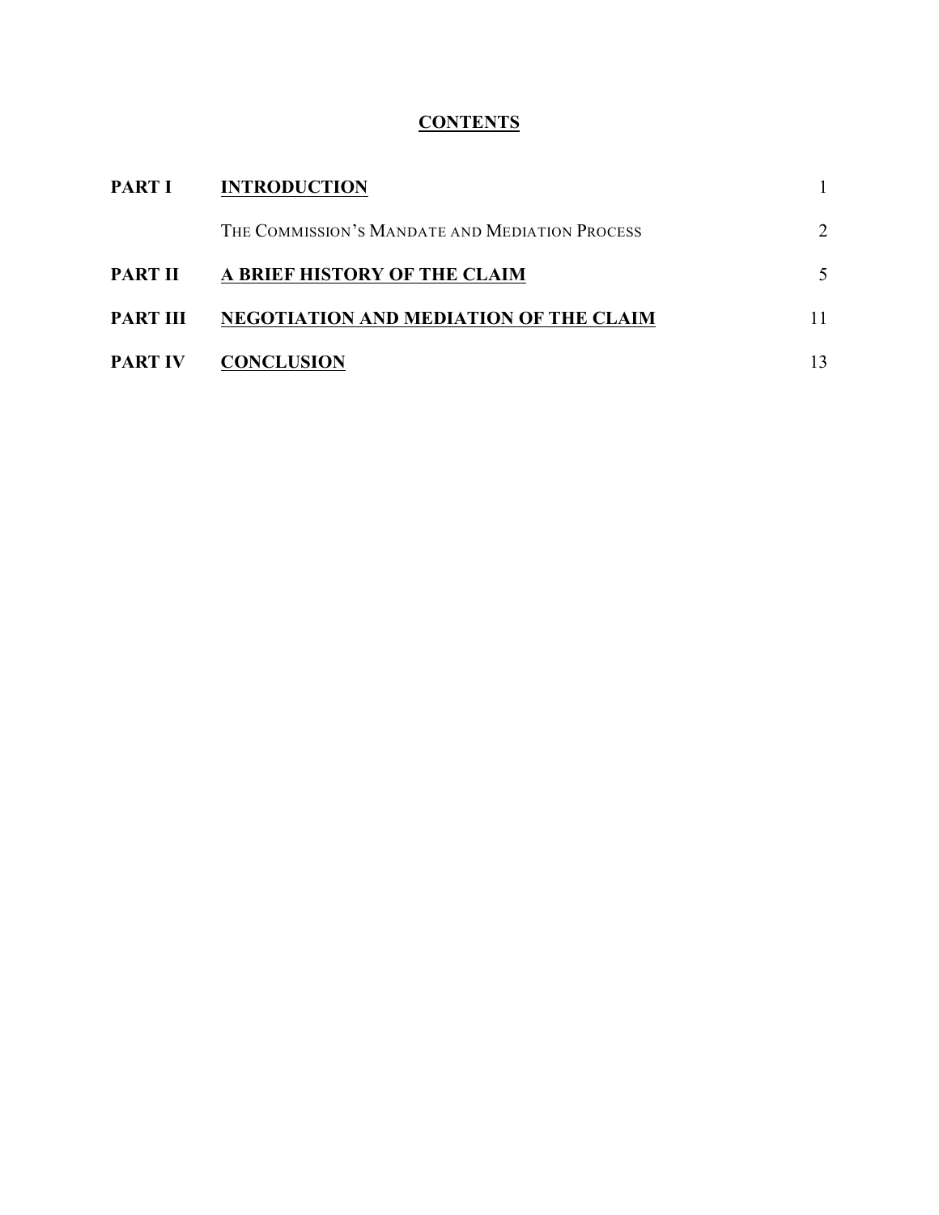# **CONTENTS**

| | | |
|---|---|---|
| **PART I** | **INTRODUCTION** | 1 |
| | THE COMMISSION'S MANDATE AND MEDIATION PROCESS | 2 |
| **PART II** | **A BRIEF HISTORY OF THE CLAIM** | 5 |
| **PART III** | **NEGOTIATION AND MEDIATION OF THE CLAIM** | 11 |
| **PART IV** | **CONCLUSION** | 13 |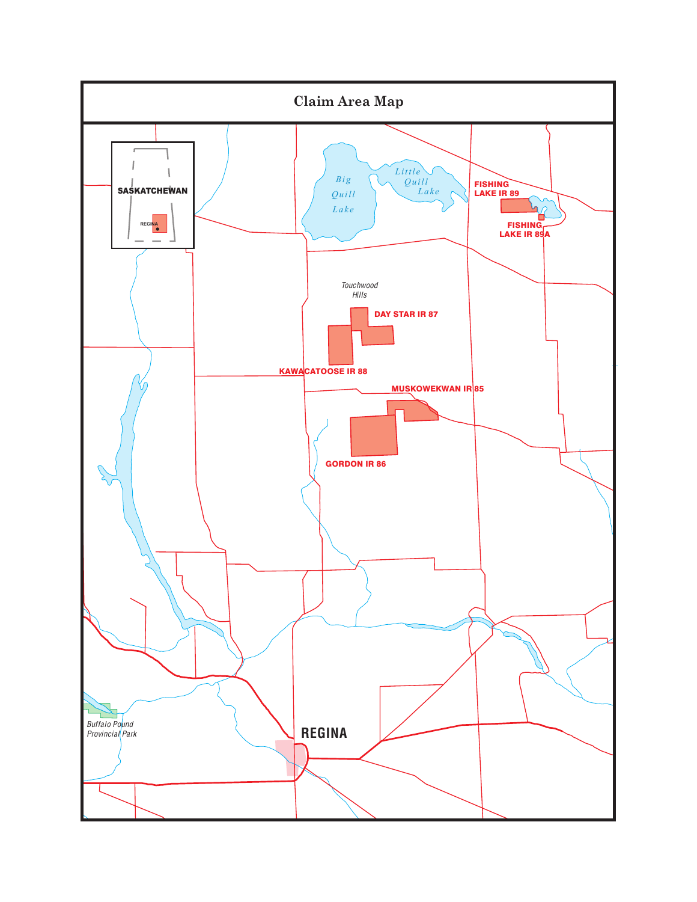# Claim Area Map

SASKATCHEWAN

REGINA

Big Quill Lake

Little Quill Lake

FISHING LAKE IR 89

FISHING LAKE IR 89A

Touchwood Hills

DAY STAR IR 87

KAWACATOOSE IR 88

MUSKOWEKWAN IR 85

GORDON IR 86

Buffalo Pound Provincial Park

REGINA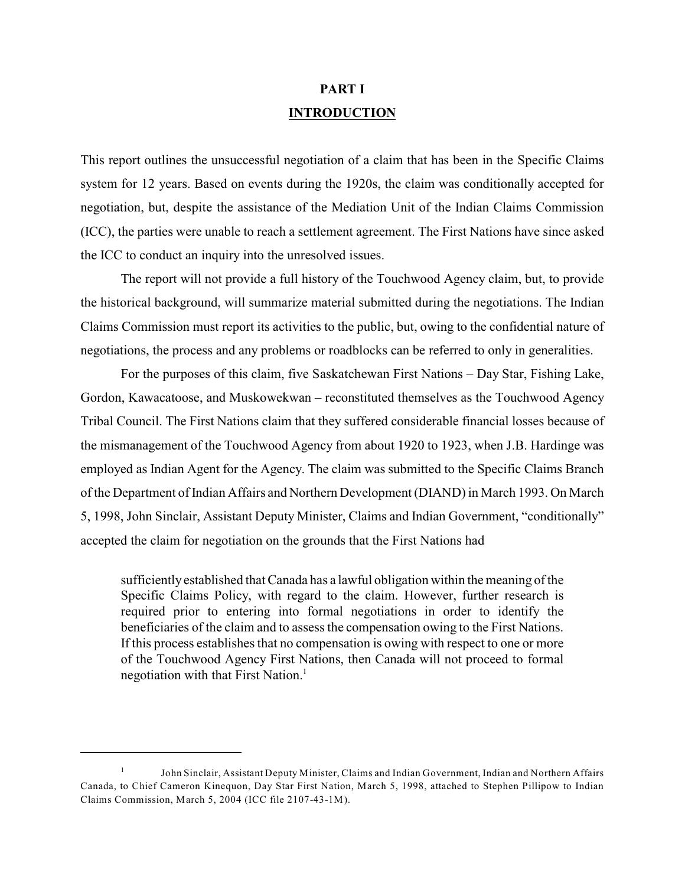# PART I

## INTRODUCTION

This report outlines the unsuccessful negotiation of a claim that has been in the Specific Claims system for 12 years. Based on events during the 1920s, the claim was conditionally accepted for negotiation, but, despite the assistance of the Mediation Unit of the Indian Claims Commission (ICC), the parties were unable to reach a settlement agreement. The First Nations have since asked the ICC to conduct an inquiry into the unresolved issues.

The report will not provide a full history of the Touchwood Agency claim, but, to provide the historical background, will summarize material submitted during the negotiations. The Indian Claims Commission must report its activities to the public, but, owing to the confidential nature of negotiations, the process and any problems or roadblocks can be referred to only in generalities.

For the purposes of this claim, five Saskatchewan First Nations – Day Star, Fishing Lake, Gordon, Kawacatoose, and Muskowekwan – reconstituted themselves as the Touchwood Agency Tribal Council. The First Nations claim that they suffered considerable financial losses because of the mismanagement of the Touchwood Agency from about 1920 to 1923, when J.B. Hardinge was employed as Indian Agent for the Agency. The claim was submitted to the Specific Claims Branch of the Department of Indian Affairs and Northern Development (DIAND) in March 1993. On March 5, 1998, John Sinclair, Assistant Deputy Minister, Claims and Indian Government, "conditionally" accepted the claim for negotiation on the grounds that the First Nations had

> sufficiently established that Canada has a lawful obligation within the meaning of the Specific Claims Policy, with regard to the claim. However, further research is required prior to entering into formal negotiations in order to identify the beneficiaries of the claim and to assess the compensation owing to the First Nations. If this process establishes that no compensation is owing with respect to one or more of the Touchwood Agency First Nations, then Canada will not proceed to formal negotiation with that First Nation.[1]

---

[1] John Sinclair, Assistant Deputy Minister, Claims and Indian Government, Indian and Northern Affairs Canada, to Chief Cameron Kinequon, Day Star First Nation, March 5, 1998, attached to Stephen Pillipow to Indian Claims Commission, March 5, 2004 (ICC file 2107-43-1M).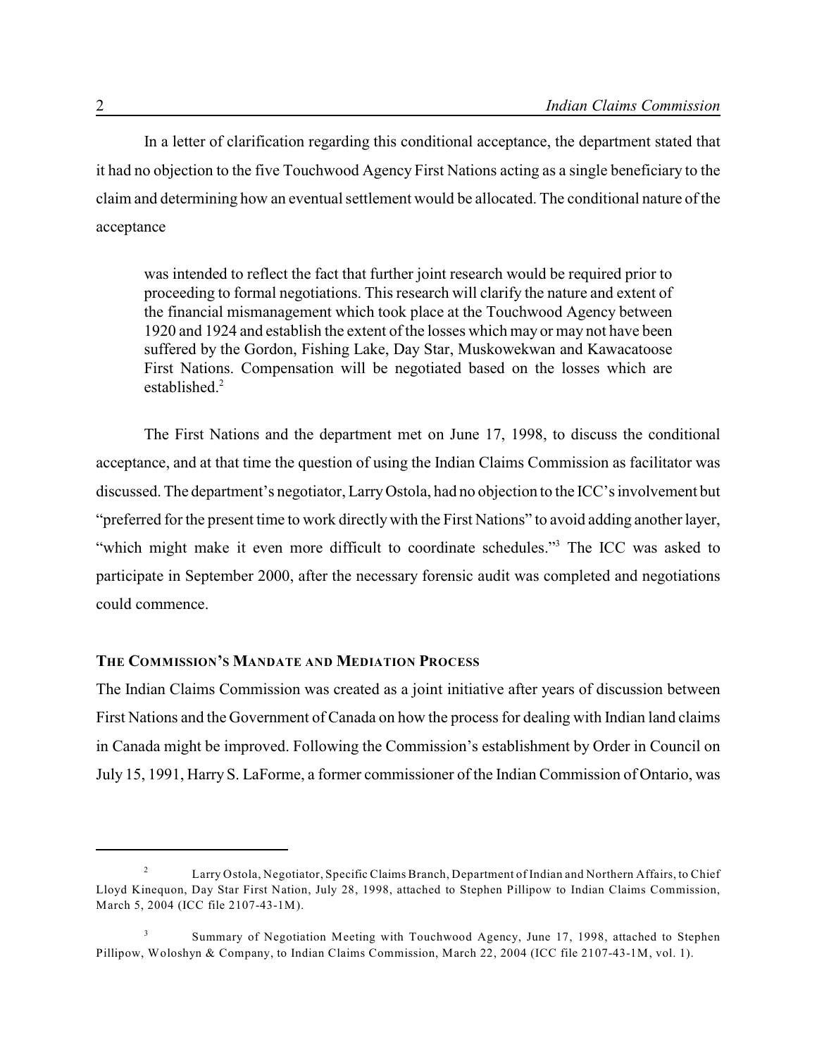In a letter of clarification regarding this conditional acceptance, the department stated that it had no objection to the five Touchwood Agency First Nations acting as a single beneficiary to the claim and determining how an eventual settlement would be allocated. The conditional nature of the acceptance

> was intended to reflect the fact that further joint research would be required prior to proceeding to formal negotiations. This research will clarify the nature and extent of the financial mismanagement which took place at the Touchwood Agency between 1920 and 1924 and establish the extent of the losses which may or may not have been suffered by the Gordon, Fishing Lake, Day Star, Muskowekwan and Kawacatoose First Nations. Compensation will be negotiated based on the losses which are established.[2]

The First Nations and the department met on June 17, 1998, to discuss the conditional acceptance, and at that time the question of using the Indian Claims Commission as facilitator was discussed. The department's negotiator, Larry Ostola, had no objection to the ICC's involvement but "preferred for the present time to work directly with the First Nations" to avoid adding another layer, "which might make it even more difficult to coordinate schedules."[3] The ICC was asked to participate in September 2000, after the necessary forensic audit was completed and negotiations could commence.

#### THE COMMISSION'S MANDATE AND MEDIATION PROCESS

The Indian Claims Commission was created as a joint initiative after years of discussion between First Nations and the Government of Canada on how the process for dealing with Indian land claims in Canada might be improved. Following the Commission's establishment by Order in Council on July 15, 1991, Harry S. LaForme, a former commissioner of the Indian Commission of Ontario, was

---

[2] Larry Ostola, Negotiator, Specific Claims Branch, Department of Indian and Northern Affairs, to Chief Lloyd Kinequon, Day Star First Nation, July 28, 1998, attached to Stephen Pillipow to Indian Claims Commission, March 5, 2004 (ICC file 2107-43-1M).

[3] Summary of Negotiation Meeting with Touchwood Agency, June 17, 1998, attached to Stephen Pillipow, Woloshyn & Company, to Indian Claims Commission, March 22, 2004 (ICC file 2107-43-1M, vol. 1).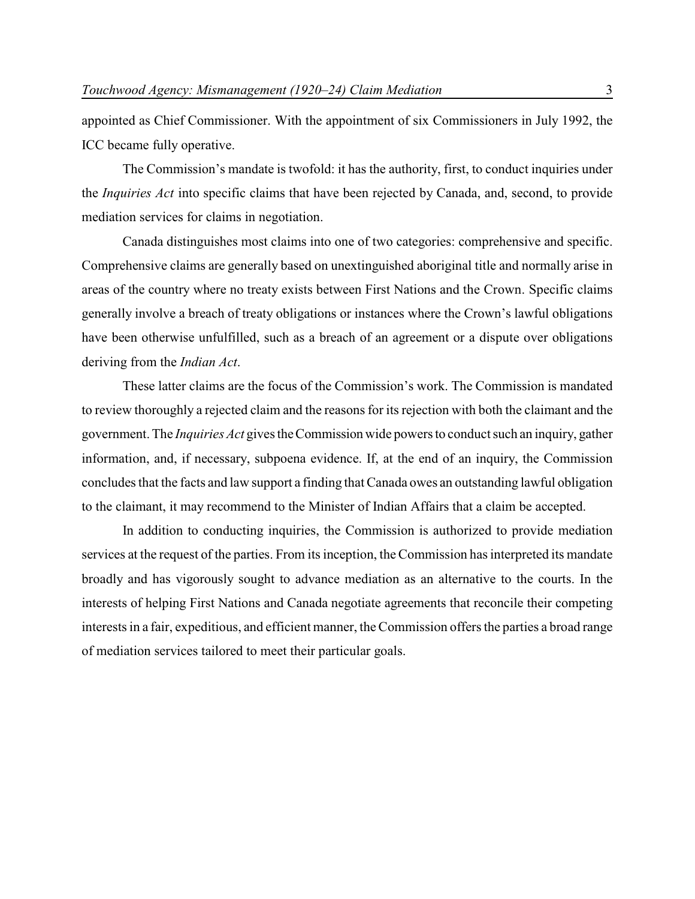appointed as Chief Commissioner. With the appointment of six Commissioners in July 1992, the ICC became fully operative.

The Commission's mandate is twofold: it has the authority, first, to conduct inquiries under the *Inquiries Act* into specific claims that have been rejected by Canada, and, second, to provide mediation services for claims in negotiation.

Canada distinguishes most claims into one of two categories: comprehensive and specific. Comprehensive claims are generally based on unextinguished aboriginal title and normally arise in areas of the country where no treaty exists between First Nations and the Crown. Specific claims generally involve a breach of treaty obligations or instances where the Crown's lawful obligations have been otherwise unfulfilled, such as a breach of an agreement or a dispute over obligations deriving from the *Indian Act*.

These latter claims are the focus of the Commission's work. The Commission is mandated to review thoroughly a rejected claim and the reasons for its rejection with both the claimant and the government. The *Inquiries Act* gives the Commission wide powers to conduct such an inquiry, gather information, and, if necessary, subpoena evidence. If, at the end of an inquiry, the Commission concludes that the facts and law support a finding that Canada owes an outstanding lawful obligation to the claimant, it may recommend to the Minister of Indian Affairs that a claim be accepted.

In addition to conducting inquiries, the Commission is authorized to provide mediation services at the request of the parties. From its inception, the Commission has interpreted its mandate broadly and has vigorously sought to advance mediation as an alternative to the courts. In the interests of helping First Nations and Canada negotiate agreements that reconcile their competing interests in a fair, expeditious, and efficient manner, the Commission offers the parties a broad range of mediation services tailored to meet their particular goals.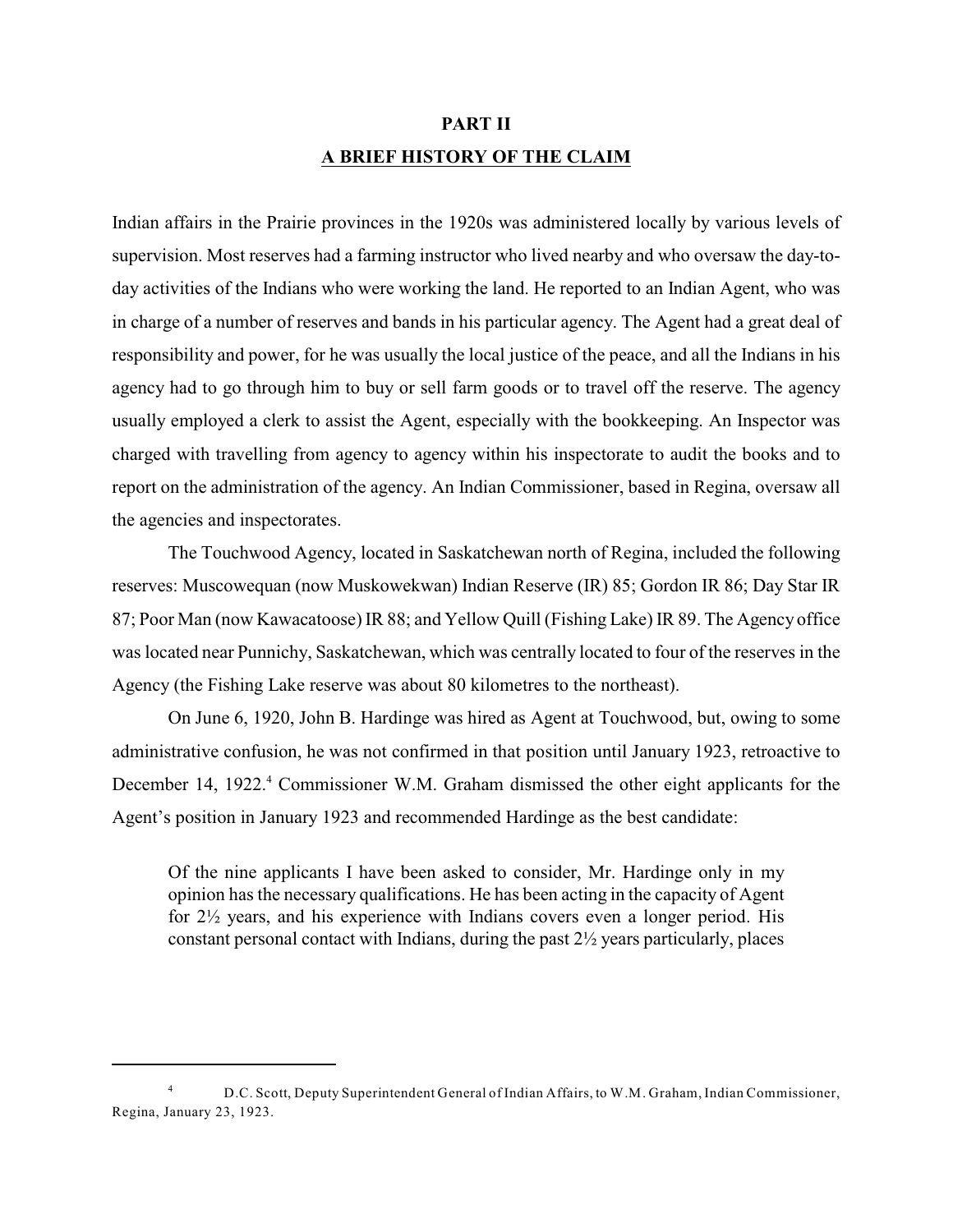# PART II

## A BRIEF HISTORY OF THE CLAIM

Indian affairs in the Prairie provinces in the 1920s was administered locally by various levels of supervision. Most reserves had a farming instructor who lived nearby and who oversaw the day-to-day activities of the Indians who were working the land. He reported to an Indian Agent, who was in charge of a number of reserves and bands in his particular agency. The Agent had a great deal of responsibility and power, for he was usually the local justice of the peace, and all the Indians in his agency had to go through him to buy or sell farm goods or to travel off the reserve. The agency usually employed a clerk to assist the Agent, especially with the bookkeeping. An Inspector was charged with travelling from agency to agency within his inspectorate to audit the books and to report on the administration of the agency. An Indian Commissioner, based in Regina, oversaw all the agencies and inspectorates.

The Touchwood Agency, located in Saskatchewan north of Regina, included the following reserves: Muscowequan (now Muskowekwan) Indian Reserve (IR) 85; Gordon IR 86; Day Star IR 87; Poor Man (now Kawacatoose) IR 88; and Yellow Quill (Fishing Lake) IR 89. The Agency office was located near Punnichy, Saskatchewan, which was centrally located to four of the reserves in the Agency (the Fishing Lake reserve was about 80 kilometres to the northeast).

On June 6, 1920, John B. Hardinge was hired as Agent at Touchwood, but, owing to some administrative confusion, he was not confirmed in that position until January 1923, retroactive to December 14, 1922.[4] Commissioner W.M. Graham dismissed the other eight applicants for the Agent's position in January 1923 and recommended Hardinge as the best candidate:

> Of the nine applicants I have been asked to consider, Mr. Hardinge only in my opinion has the necessary qualifications. He has been acting in the capacity of Agent for 2½ years, and his experience with Indians covers even a longer period. His constant personal contact with Indians, during the past 2½ years particularly, places

---

[4] D.C. Scott, Deputy Superintendent General of Indian Affairs, to W.M. Graham, Indian Commissioner, Regina, January 23, 1923.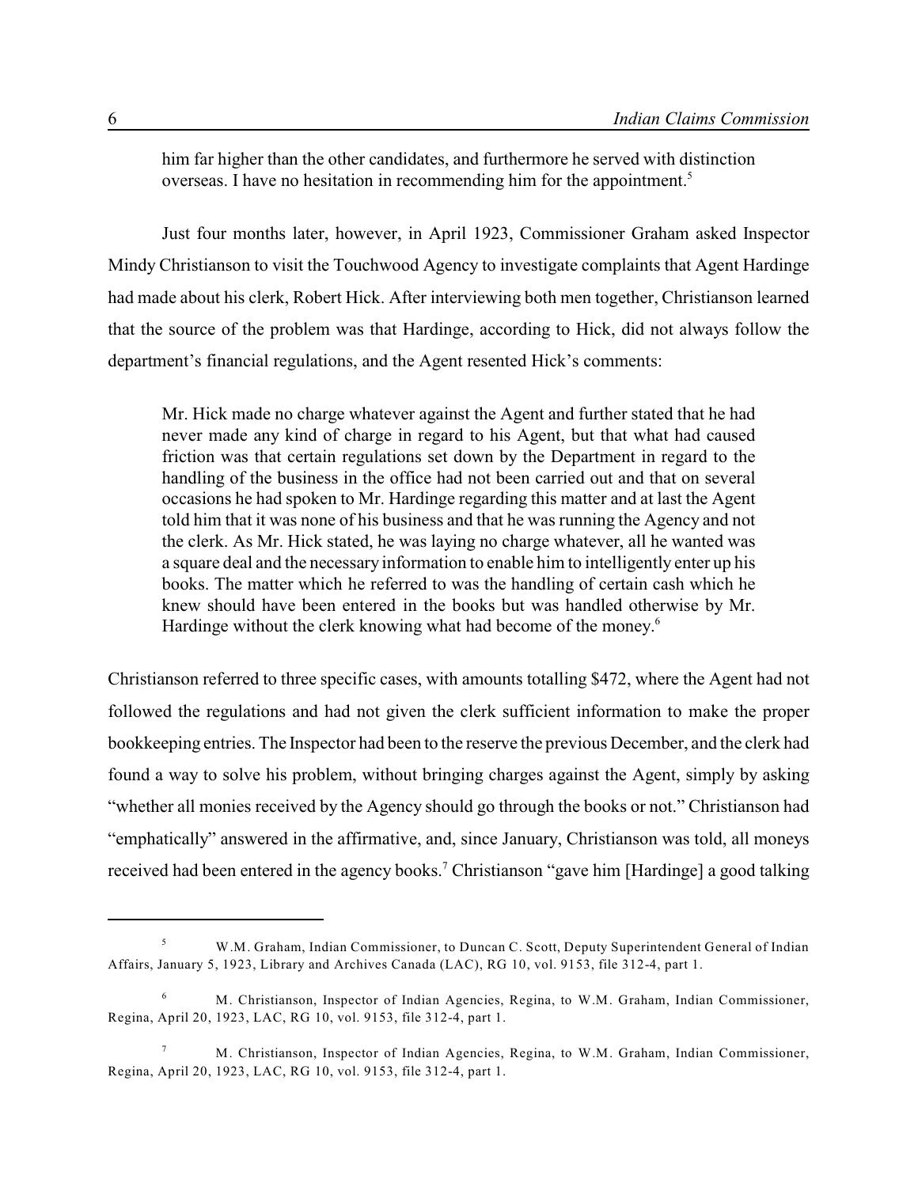> him far higher than the other candidates, and furthermore he served with distinction overseas. I have no hesitation in recommending him for the appointment.[5]

Just four months later, however, in April 1923, Commissioner Graham asked Inspector Mindy Christianson to visit the Touchwood Agency to investigate complaints that Agent Hardinge had made about his clerk, Robert Hick. After interviewing both men together, Christianson learned that the source of the problem was that Hardinge, according to Hick, did not always follow the department's financial regulations, and the Agent resented Hick's comments:

> Mr. Hick made no charge whatever against the Agent and further stated that he had never made any kind of charge in regard to his Agent, but that what had caused friction was that certain regulations set down by the Department in regard to the handling of the business in the office had not been carried out and that on several occasions he had spoken to Mr. Hardinge regarding this matter and at last the Agent told him that it was none of his business and that he was running the Agency and not the clerk. As Mr. Hick stated, he was laying no charge whatever, all he wanted was a square deal and the necessary information to enable him to intelligently enter up his books. The matter which he referred to was the handling of certain cash which he knew should have been entered in the books but was handled otherwise by Mr. Hardinge without the clerk knowing what had become of the money.[6]

Christianson referred to three specific cases, with amounts totalling $472, where the Agent had not followed the regulations and had not given the clerk sufficient information to make the proper bookkeeping entries. The Inspector had been to the reserve the previous December, and the clerk had found a way to solve his problem, without bringing charges against the Agent, simply by asking "whether all monies received by the Agency should go through the books or not." Christianson had "emphatically" answered in the affirmative, and, since January, Christianson was told, all moneys received had been entered in the agency books.[7] Christianson "gave him [Hardinge] a good talking

---

[5] W.M. Graham, Indian Commissioner, to Duncan C. Scott, Deputy Superintendent General of Indian Affairs, January 5, 1923, Library and Archives Canada (LAC), RG 10, vol. 9153, file 312-4, part 1.

[6] M. Christianson, Inspector of Indian Agencies, Regina, to W.M. Graham, Indian Commissioner, Regina, April 20, 1923, LAC, RG 10, vol. 9153, file 312-4, part 1.

[7] M. Christianson, Inspector of Indian Agencies, Regina, to W.M. Graham, Indian Commissioner, Regina, April 20, 1923, LAC, RG 10, vol. 9153, file 312-4, part 1.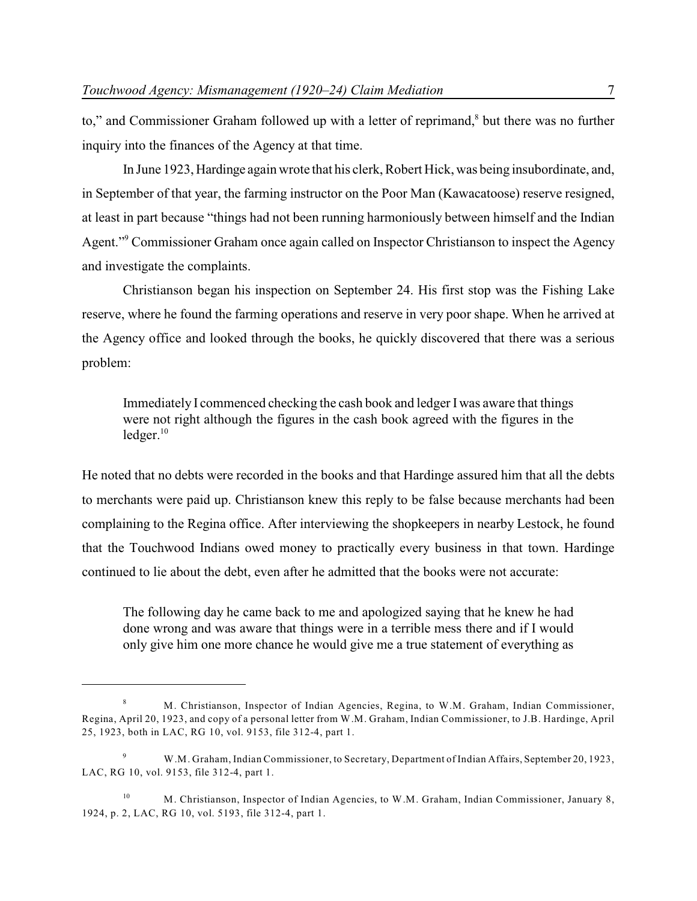to," and Commissioner Graham followed up with a letter of reprimand,[8] but there was no further inquiry into the finances of the Agency at that time.

In June 1923, Hardinge again wrote that his clerk, Robert Hick, was being insubordinate, and, in September of that year, the farming instructor on the Poor Man (Kawacatoose) reserve resigned, at least in part because "things had not been running harmoniously between himself and the Indian Agent."[9] Commissioner Graham once again called on Inspector Christianson to inspect the Agency and investigate the complaints.

Christianson began his inspection on September 24. His first stop was the Fishing Lake reserve, where he found the farming operations and reserve in very poor shape. When he arrived at the Agency office and looked through the books, he quickly discovered that there was a serious problem:

> Immediately I commenced checking the cash book and ledger I was aware that things were not right although the figures in the cash book agreed with the figures in the ledger.[10]

He noted that no debts were recorded in the books and that Hardinge assured him that all the debts to merchants were paid up. Christianson knew this reply to be false because merchants had been complaining to the Regina office. After interviewing the shopkeepers in nearby Lestock, he found that the Touchwood Indians owed money to practically every business in that town. Hardinge continued to lie about the debt, even after he admitted that the books were not accurate:

> The following day he came back to me and apologized saying that he knew he had done wrong and was aware that things were in a terrible mess there and if I would only give him one more chance he would give me a true statement of everything as

---

[8] M. Christianson, Inspector of Indian Agencies, Regina, to W.M. Graham, Indian Commissioner, Regina, April 20, 1923, and copy of a personal letter from W.M. Graham, Indian Commissioner, to J.B. Hardinge, April 25, 1923, both in LAC, RG 10, vol. 9153, file 312-4, part 1.

[9] W.M. Graham, Indian Commissioner, to Secretary, Department of Indian Affairs, September 20, 1923, LAC, RG 10, vol. 9153, file 312-4, part 1.

[10] M. Christianson, Inspector of Indian Agencies, to W.M. Graham, Indian Commissioner, January 8, 1924, p. 2, LAC, RG 10, vol. 5193, file 312-4, part 1.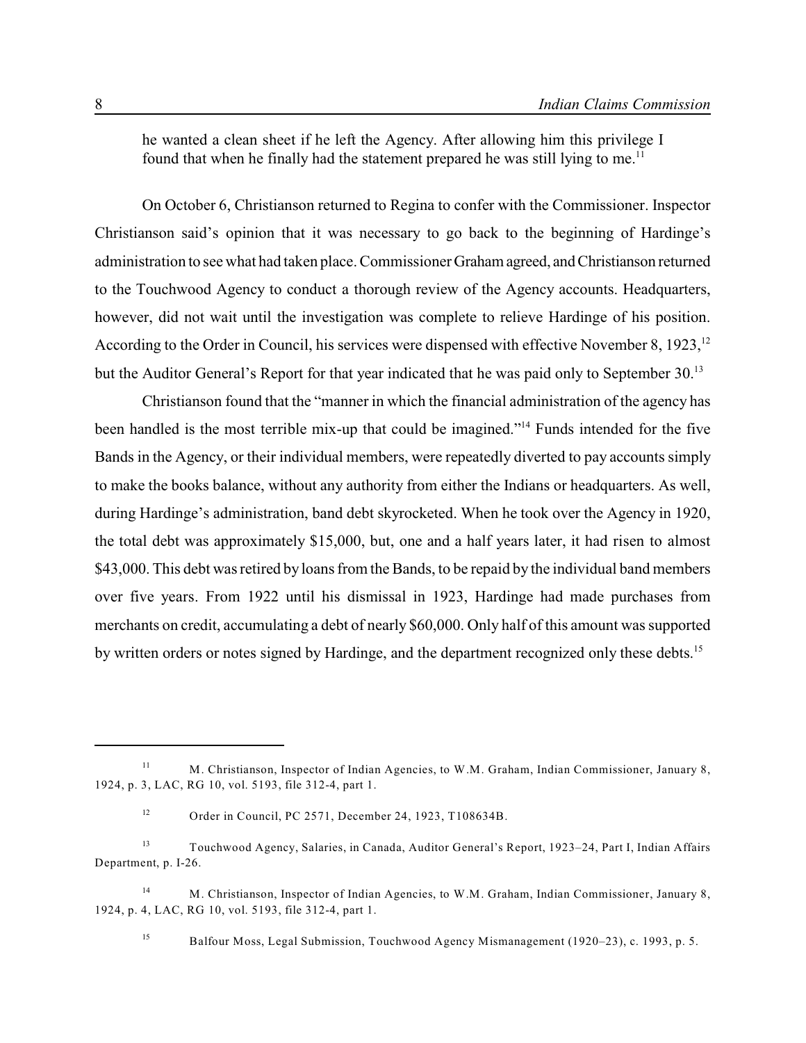he wanted a clean sheet if he left the Agency. After allowing him this privilege I found that when he finally had the statement prepared he was still lying to me.[11]

On October 6, Christianson returned to Regina to confer with the Commissioner. Inspector Christianson said's opinion that it was necessary to go back to the beginning of Hardinge's administration to see what had taken place. Commissioner Graham agreed, and Christianson returned to the Touchwood Agency to conduct a thorough review of the Agency accounts. Headquarters, however, did not wait until the investigation was complete to relieve Hardinge of his position. According to the Order in Council, his services were dispensed with effective November 8, 1923,[12] but the Auditor General's Report for that year indicated that he was paid only to September 30.[13]

Christianson found that the "manner in which the financial administration of the agency has been handled is the most terrible mix-up that could be imagined."[14] Funds intended for the five Bands in the Agency, or their individual members, were repeatedly diverted to pay accounts simply to make the books balance, without any authority from either the Indians or headquarters. As well, during Hardinge's administration, band debt skyrocketed. When he took over the Agency in 1920, the total debt was approximately $15,000, but, one and a half years later, it had risen to almost $43,000. This debt was retired by loans from the Bands, to be repaid by the individual band members over five years. From 1922 until his dismissal in 1923, Hardinge had made purchases from merchants on credit, accumulating a debt of nearly $60,000. Only half of this amount was supported by written orders or notes signed by Hardinge, and the department recognized only these debts.[15]

---

[11] M. Christianson, Inspector of Indian Agencies, to W.M. Graham, Indian Commissioner, January 8, 1924, p. 3, LAC, RG 10, vol. 5193, file 312-4, part 1.

[12] Order in Council, PC 2571, December 24, 1923, T108634B.

[13] Touchwood Agency, Salaries, in Canada, Auditor General's Report, 1923–24, Part I, Indian Affairs Department, p. I-26.

[14] M. Christianson, Inspector of Indian Agencies, to W.M. Graham, Indian Commissioner, January 8, 1924, p. 4, LAC, RG 10, vol. 5193, file 312-4, part 1.

[15] Balfour Moss, Legal Submission, Touchwood Agency Mismanagement (1920–23), c. 1993, p. 5.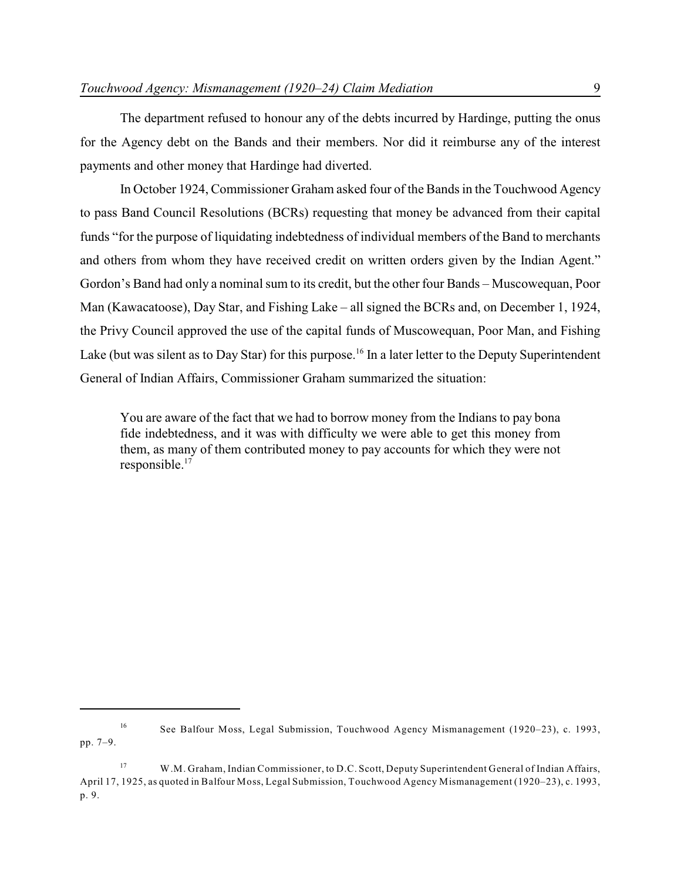The department refused to honour any of the debts incurred by Hardinge, putting the onus for the Agency debt on the Bands and their members. Nor did it reimburse any of the interest payments and other money that Hardinge had diverted.

In October 1924, Commissioner Graham asked four of the Bands in the Touchwood Agency to pass Band Council Resolutions (BCRs) requesting that money be advanced from their capital funds "for the purpose of liquidating indebtedness of individual members of the Band to merchants and others from whom they have received credit on written orders given by the Indian Agent." Gordon's Band had only a nominal sum to its credit, but the other four Bands – Muscowequan, Poor Man (Kawacatoose), Day Star, and Fishing Lake – all signed the BCRs and, on December 1, 1924, the Privy Council approved the use of the capital funds of Muscowequan, Poor Man, and Fishing Lake (but was silent as to Day Star) for this purpose.[16] In a later letter to the Deputy Superintendent General of Indian Affairs, Commissioner Graham summarized the situation:

> You are aware of the fact that we had to borrow money from the Indians to pay bona fide indebtedness, and it was with difficulty we were able to get this money from them, as many of them contributed money to pay accounts for which they were not responsible.[17]

---

[16] See Balfour Moss, Legal Submission, Touchwood Agency Mismanagement (1920–23), c. 1993, pp. 7–9.

[17] W.M. Graham, Indian Commissioner, to D.C. Scott, Deputy Superintendent General of Indian Affairs, April 17, 1925, as quoted in Balfour Moss, Legal Submission, Touchwood Agency Mismanagement (1920–23), c. 1993, p. 9.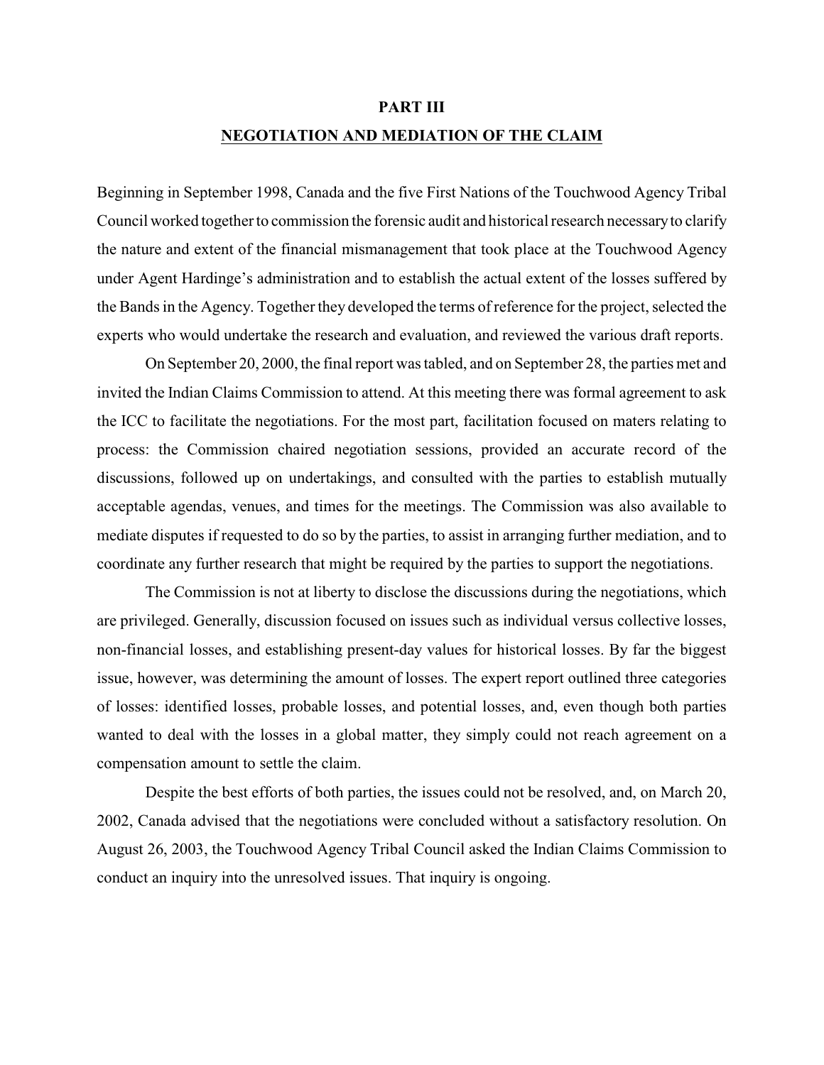## PART III

## NEGOTIATION AND MEDIATION OF THE CLAIM

Beginning in September 1998, Canada and the five First Nations of the Touchwood Agency Tribal Council worked together to commission the forensic audit and historical research necessary to clarify the nature and extent of the financial mismanagement that took place at the Touchwood Agency under Agent Hardinge's administration and to establish the actual extent of the losses suffered by the Bands in the Agency. Together they developed the terms of reference for the project, selected the experts who would undertake the research and evaluation, and reviewed the various draft reports.

On September 20, 2000, the final report was tabled, and on September 28, the parties met and invited the Indian Claims Commission to attend. At this meeting there was formal agreement to ask the ICC to facilitate the negotiations. For the most part, facilitation focused on maters relating to process: the Commission chaired negotiation sessions, provided an accurate record of the discussions, followed up on undertakings, and consulted with the parties to establish mutually acceptable agendas, venues, and times for the meetings. The Commission was also available to mediate disputes if requested to do so by the parties, to assist in arranging further mediation, and to coordinate any further research that might be required by the parties to support the negotiations.

The Commission is not at liberty to disclose the discussions during the negotiations, which are privileged. Generally, discussion focused on issues such as individual versus collective losses, non-financial losses, and establishing present-day values for historical losses. By far the biggest issue, however, was determining the amount of losses. The expert report outlined three categories of losses: identified losses, probable losses, and potential losses, and, even though both parties wanted to deal with the losses in a global matter, they simply could not reach agreement on a compensation amount to settle the claim.

Despite the best efforts of both parties, the issues could not be resolved, and, on March 20, 2002, Canada advised that the negotiations were concluded without a satisfactory resolution. On August 26, 2003, the Touchwood Agency Tribal Council asked the Indian Claims Commission to conduct an inquiry into the unresolved issues. That inquiry is ongoing.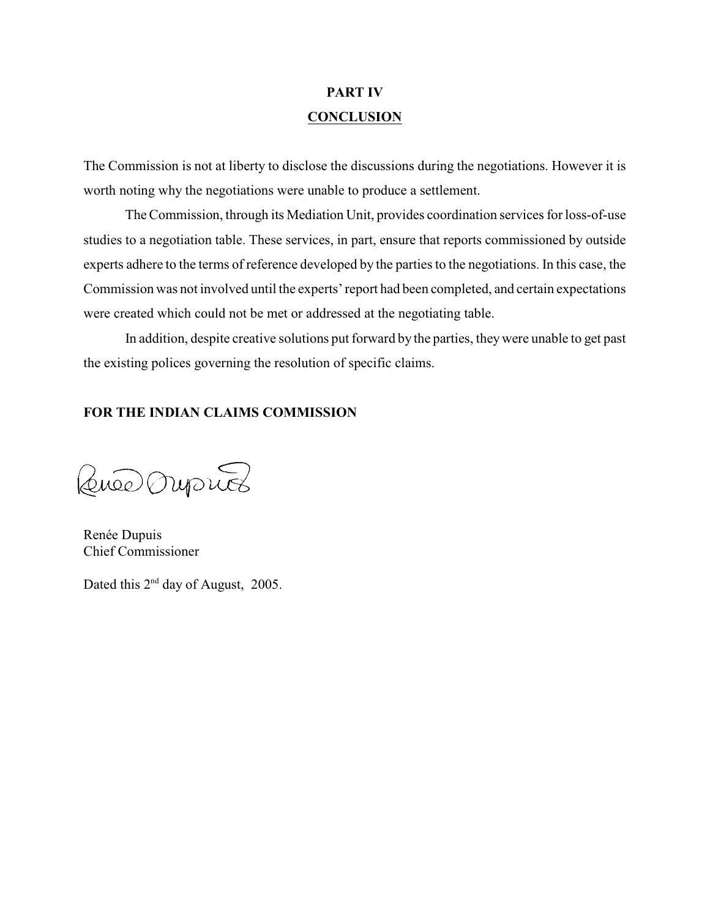## PART IV

## CONCLUSION

The Commission is not at liberty to disclose the discussions during the negotiations. However it is worth noting why the negotiations were unable to produce a settlement.

The Commission, through its Mediation Unit, provides coordination services for loss-of-use studies to a negotiation table. These services, in part, ensure that reports commissioned by outside experts adhere to the terms of reference developed by the parties to the negotiations. In this case, the Commission was not involved until the experts' report had been completed, and certain expectations were created which could not be met or addressed at the negotiating table.

In addition, despite creative solutions put forward by the parties, they were unable to get past the existing polices governing the resolution of specific claims.

**FOR THE INDIAN CLAIMS COMMISSION**

Renée Dupuis
Chief Commissioner

Dated this 2nd day of August, 2005.